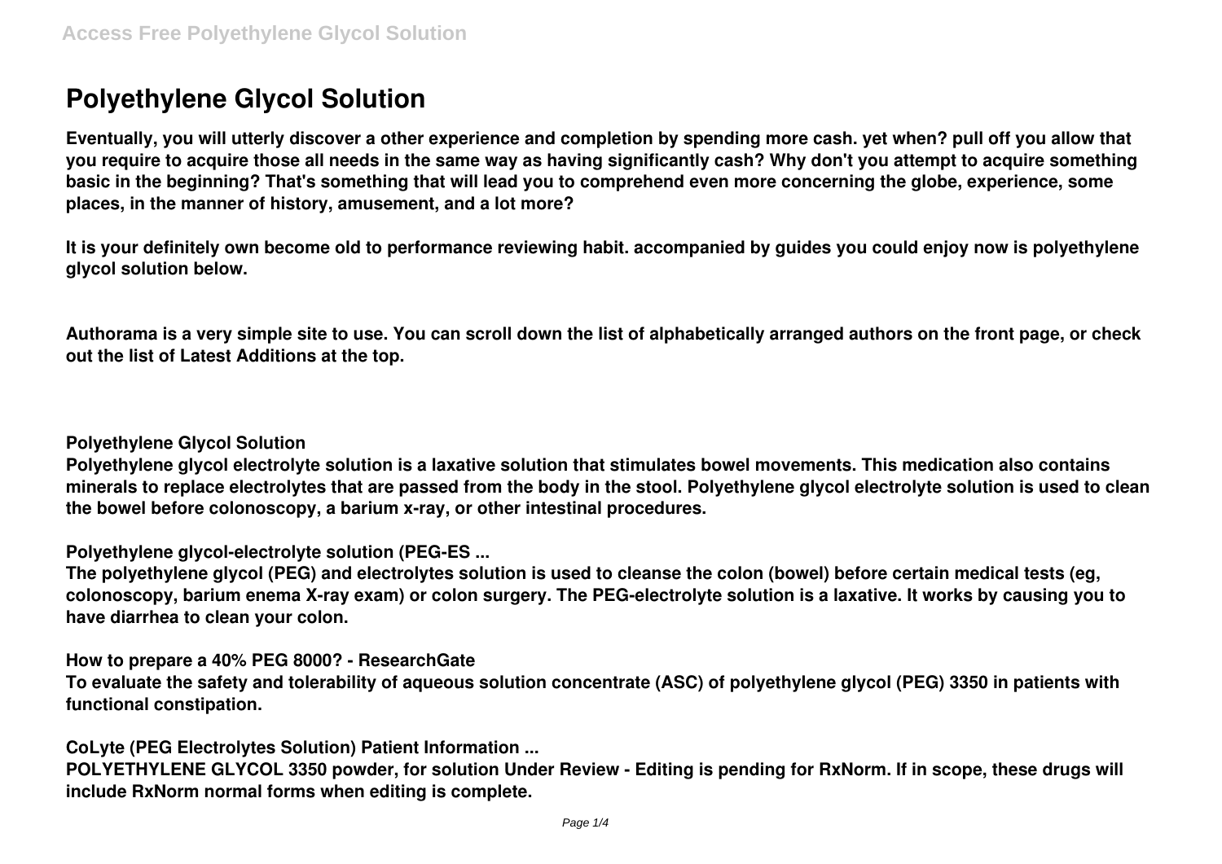# Polyethylene Glycol Solution

**Eventually, you will utterly discover a other experience and completion by spending more cash. yet when? pull off you allow that you require to acquire those all needs in the same way as having significantly cash? Why don't you attempt to acquire something basic in the beginning? That's something that will lead you to comprehend even more concerning the globe, experience, some places, in the manner of history, amusement, and a lot more?**

**It is your definitely own become old to performance reviewing habit. accompanied by guides you could enjoy now is polyethylene glycol solution below.**

**Authorama is a very simple site to use. You can scroll down the list of alphabetically arranged authors on the front page, or check out the list of Latest Additions at the top.**

**Polyethylene Glycol Solution**

**Polyethylene glycol electrolyte solution is a laxative solution that stimulates bowel movements. This medication also contains minerals to replace electrolytes that are passed from the body in the stool. Polyethylene glycol electrolyte solution is used to clean the bowel before colonoscopy, a barium x-ray, or other intestinal procedures.**

**Polyethylene glycol-electrolyte solution (PEG-ES ...**

**The polyethylene glycol (PEG) and electrolytes solution is used to cleanse the colon (bowel) before certain medical tests (eg, colonoscopy, barium enema X-ray exam) or colon surgery. The PEG-electrolyte solution is a laxative. It works by causing you to have diarrhea to clean your colon.**

**How to prepare a 40% PEG 8000? - ResearchGate**

**To evaluate the safety and tolerability of aqueous solution concentrate (ASC) of polyethylene glycol (PEG) 3350 in patients with functional constipation.**

**CoLyte (PEG Electrolytes Solution) Patient Information ...**

**POLYETHYLENE GLYCOL 3350 powder, for solution Under Review - Editing is pending for RxNorm. If in scope, these drugs will include RxNorm normal forms when editing is complete.**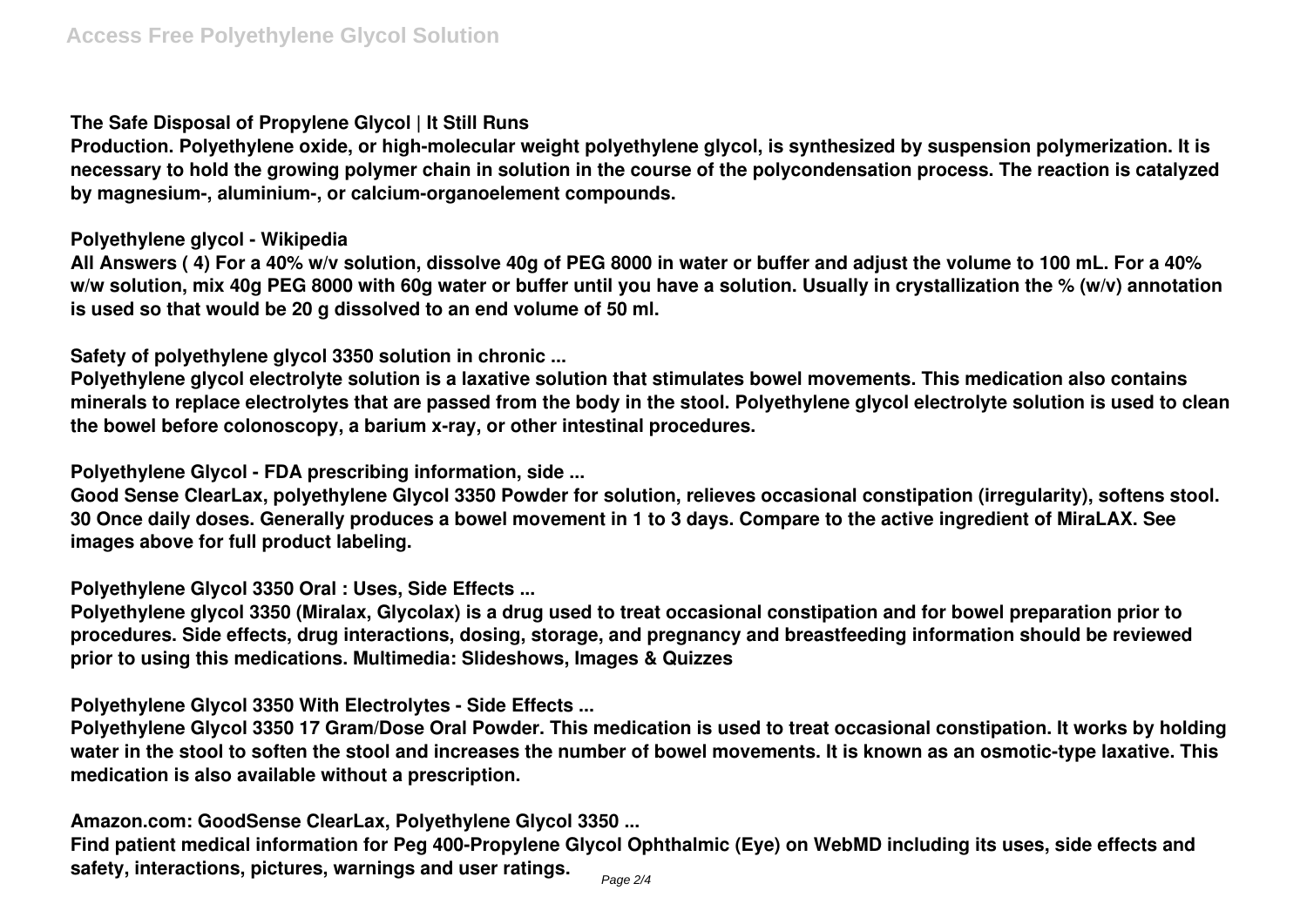**The Safe Disposal of Propylene Glycol | It Still Runs**

**Production. Polyethylene oxide, or high-molecular weight polyethylene glycol, is synthesized by suspension polymerization. It is necessary to hold the growing polymer chain in solution in the course of the polycondensation process. The reaction is catalyzed by magnesium-, aluminium-, or calcium-organoelement compounds.**

**Polyethylene glycol - Wikipedia**

**All Answers ( 4) For a 40% w/v solution, dissolve 40g of PEG 8000 in water or buffer and adjust the volume to 100 mL. For a 40% w/w solution, mix 40g PEG 8000 with 60g water or buffer until you have a solution. Usually in crystallization the % (w/v) annotation is used so that would be 20 g dissolved to an end volume of 50 ml.**

**Safety of polyethylene glycol 3350 solution in chronic ...**

**Polyethylene glycol electrolyte solution is a laxative solution that stimulates bowel movements. This medication also contains minerals to replace electrolytes that are passed from the body in the stool. Polyethylene glycol electrolyte solution is used to clean the bowel before colonoscopy, a barium x-ray, or other intestinal procedures.**

**Polyethylene Glycol - FDA prescribing information, side ...**

**Good Sense ClearLax, polyethylene Glycol 3350 Powder for solution, relieves occasional constipation (irregularity), softens stool. 30 Once daily doses. Generally produces a bowel movement in 1 to 3 days. Compare to the active ingredient of MiraLAX. See images above for full product labeling.**

**Polyethylene Glycol 3350 Oral : Uses, Side Effects ...**

**Polyethylene glycol 3350 (Miralax, Glycolax) is a drug used to treat occasional constipation and for bowel preparation prior to procedures. Side effects, drug interactions, dosing, storage, and pregnancy and breastfeeding information should be reviewed prior to using this medications. Multimedia: Slideshows, Images & Quizzes**

**Polyethylene Glycol 3350 With Electrolytes - Side Effects ...**

**Polyethylene Glycol 3350 17 Gram/Dose Oral Powder. This medication is used to treat occasional constipation. It works by holding water in the stool to soften the stool and increases the number of bowel movements. It is known as an osmotic-type laxative. This medication is also available without a prescription.**

**Amazon.com: GoodSense ClearLax, Polyethylene Glycol 3350 ...**

**Find patient medical information for Peg 400-Propylene Glycol Ophthalmic (Eye) on WebMD including its uses, side effects and safety, interactions, pictures, warnings and user ratings.**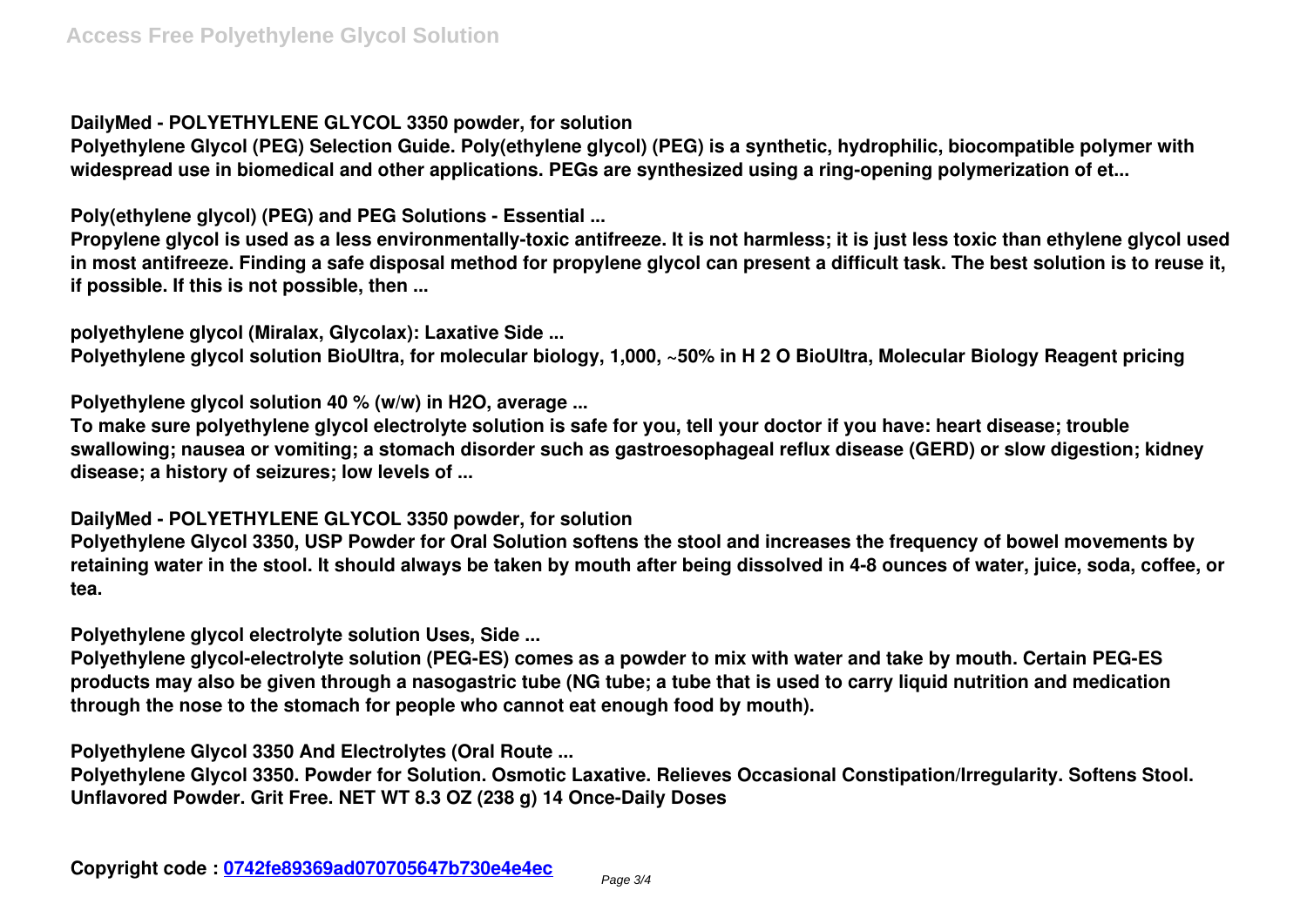**DailyMed - POLYETHYLENE GLYCOL 3350 powder, for solution**

Polyethylene Glycol (PEG) Selection Guide. Poly(ethylene glycol) (PEG) is a synthetic, hydrophilic, biocompatible polymer with widespread use in biomedical and other applications. PEGs are synthesized using a ring-opening polymerization of et...

**Poly(ethylene glycol) (PEG) and PEG Solutions - Essential ...**

Propylene glycol is used as a less environmentally-toxic antifreeze. It is not harmless; it is just less toxic than ethylene glycol used in most antifreeze. Finding a safe disposal method for propylene glycol can present a difficult task. The best solution is to reuse it, if possible. If this is not possible, then ...

**polyethylene glycol (Miralax, Glycolax): Laxative Side ...**

Polyethylene glycol solution BioUltra, for molecular biology, 1,000, ~50% in $H_2O$ BioUltra, Molecular Biology Reagent pricing

**Polyethylene glycol solution 40 % (w/w) in H2O, average ...**

To make sure polyethylene glycol electrolyte solution is safe for you, tell your doctor if you have: heart disease; trouble swallowing; nausea or vomiting; a stomach disorder such as gastroesophageal reflux disease (GERD) or slow digestion; kidney disease; a history of seizures; low levels of ...

**DailyMed - POLYETHYLENE GLYCOL 3350 powder, for solution**

Polyethylene Glycol 3350, USP Powder for Oral Solution softens the stool and increases the frequency of bowel movements by retaining water in the stool. It should always be taken by mouth after being dissolved in 4-8 ounces of water, juice, soda, coffee, or tea.

**Polyethylene glycol electrolyte solution Uses, Side ...**

Polyethylene glycol-electrolyte solution (PEG-ES) comes as a powder to mix with water and take by mouth. Certain PEG-ES products may also be given through a nasogastric tube (NG tube; a tube that is used to carry liquid nutrition and medication through the nose to the stomach for people who cannot eat enough food by mouth).

**Polyethylene Glycol 3350 And Electrolytes (Oral Route ...**

Polyethylene Glycol 3350. Powder for Solution. Osmotic Laxative. Relieves Occasional Constipation/Irregularity. Softens Stool. Unflavored Powder. Grit Free. NET WT 8.3 OZ (238 g) 14 Once-Daily Doses

Copyright code : 0742fe89369ad070705647b730e4e4ec